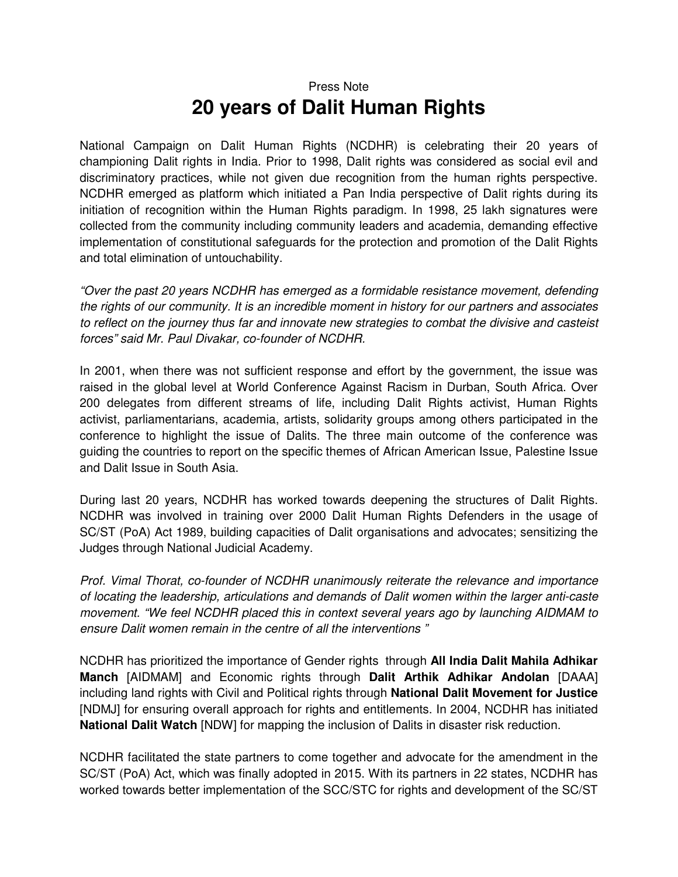Press Note

# 20 years of Dalit Human Rights

National Campaign on Dalit Human Rights (NCDHR) is celebrating their 20 years of championing Dalit rights in India. Prior to 1998, Dalit rights was considered as social evil and discriminatory practices, while not given due recognition from the human rights perspective. NCDHR emerged as platform which initiated a Pan India perspective of Dalit rights during its initiation of recognition within the Human Rights paradigm. In 1998, 25 lakh signatures were collected from the community including community leaders and academia, demanding effective implementation of constitutional safeguards for the protection and promotion of the Dalit Rights and total elimination of untouchability.

*"Over the past 20 years NCDHR has emerged as a formidable resistance movement, defending the rights of our community. It is an incredible moment in history for our partners and associates to reflect on the journey thus far and innovate new strategies to combat the divisive and casteist forces" said Mr. Paul Divakar, co-founder of NCDHR.*

In 2001, when there was not sufficient response and effort by the government, the issue was raised in the global level at World Conference Against Racism in Durban, South Africa. Over 200 delegates from different streams of life, including Dalit Rights activist, Human Rights activist, parliamentarians, academia, artists, solidarity groups among others participated in the conference to highlight the issue of Dalits. The three main outcome of the conference was guiding the countries to report on the specific themes of African American Issue, Palestine Issue and Dalit Issue in South Asia.

During last 20 years, NCDHR has worked towards deepening the structures of Dalit Rights. NCDHR was involved in training over 2000 Dalit Human Rights Defenders in the usage of SC/ST (PoA) Act 1989, building capacities of Dalit organisations and advocates; sensitizing the Judges through National Judicial Academy.

*Prof. Vimal Thorat, co-founder of NCDHR unanimously reiterate the relevance and importance of locating the leadership, articulations and demands of Dalit women within the larger anti-caste movement. "We feel NCDHR placed this in context several years ago by launching AIDMAM to ensure Dalit women remain in the centre of all the interventions "*

NCDHR has prioritized the importance of Gender rights through **All India Dalit Mahila Adhikar Manch** [AIDMAM] and Economic rights through **Dalit Arthik Adhikar Andolan** [DAAA] including land rights with Civil and Political rights through **National Dalit Movement for Justice** [NDMJ] for ensuring overall approach for rights and entitlements. In 2004, NCDHR has initiated **National Dalit Watch** [NDW] for mapping the inclusion of Dalits in disaster risk reduction.

NCDHR facilitated the state partners to come together and advocate for the amendment in the SC/ST (PoA) Act, which was finally adopted in 2015. With its partners in 22 states, NCDHR has worked towards better implementation of the SCC/STC for rights and development of the SC/ST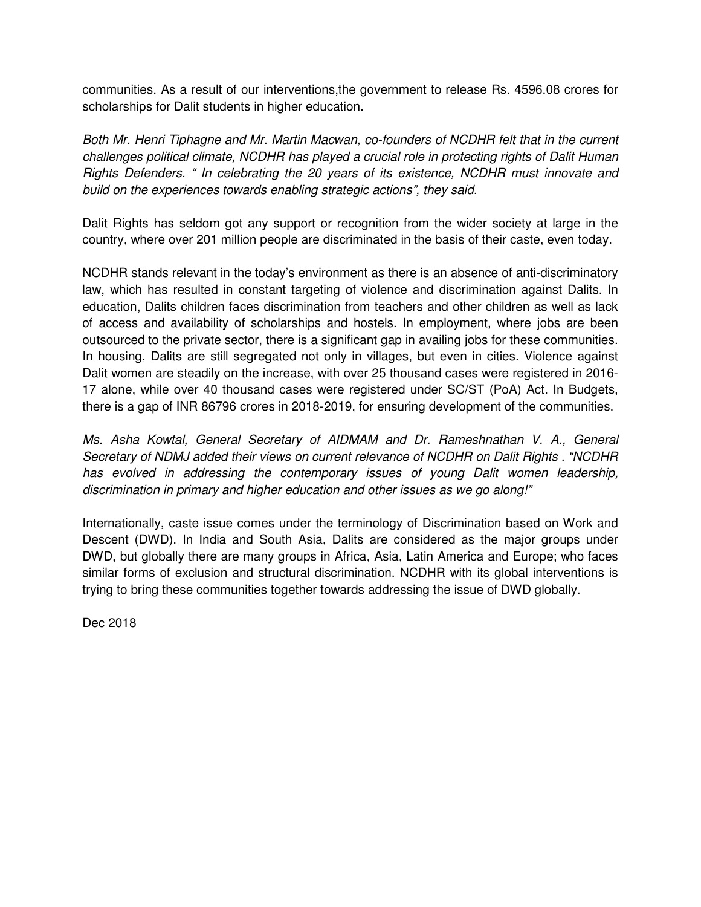communities. As a result of our interventions,the government to release Rs. 4596.08 crores for scholarships for Dalit students in higher education.

*Both Mr. Henri Tiphagne and Mr. Martin Macwan, co-founders of NCDHR felt that in the current challenges political climate, NCDHR has played a crucial role in protecting rights of Dalit Human Rights Defenders. " In celebrating the 20 years of its existence, NCDHR must innovate and build on the experiences towards enabling strategic actions", they said.*

Dalit Rights has seldom got any support or recognition from the wider society at large in the country, where over 201 million people are discriminated in the basis of their caste, even today.

NCDHR stands relevant in the today's environment as there is an absence of anti-discriminatory law, which has resulted in constant targeting of violence and discrimination against Dalits. In education, Dalits children faces discrimination from teachers and other children as well as lack of access and availability of scholarships and hostels. In employment, where jobs are been outsourced to the private sector, there is a significant gap in availing jobs for these communities. In housing, Dalits are still segregated not only in villages, but even in cities. Violence against Dalit women are steadily on the increase, with over 25 thousand cases were registered in 2016-17 alone, while over 40 thousand cases were registered under SC/ST (PoA) Act. In Budgets, there is a gap of INR 86796 crores in 2018-2019, for ensuring development of the communities.

*Ms. Asha Kowtal, General Secretary of AIDMAM and Dr. Rameshnathan V. A., General Secretary of NDMJ added their views on current relevance of NCDHR on Dalit Rights . "NCDHR has evolved in addressing the contemporary issues of young Dalit women leadership, discrimination in primary and higher education and other issues as we go along!"*

Internationally, caste issue comes under the terminology of Discrimination based on Work and Descent (DWD). In India and South Asia, Dalits are considered as the major groups under DWD, but globally there are many groups in Africa, Asia, Latin America and Europe; who faces similar forms of exclusion and structural discrimination. NCDHR with its global interventions is trying to bring these communities together towards addressing the issue of DWD globally.

Dec 2018